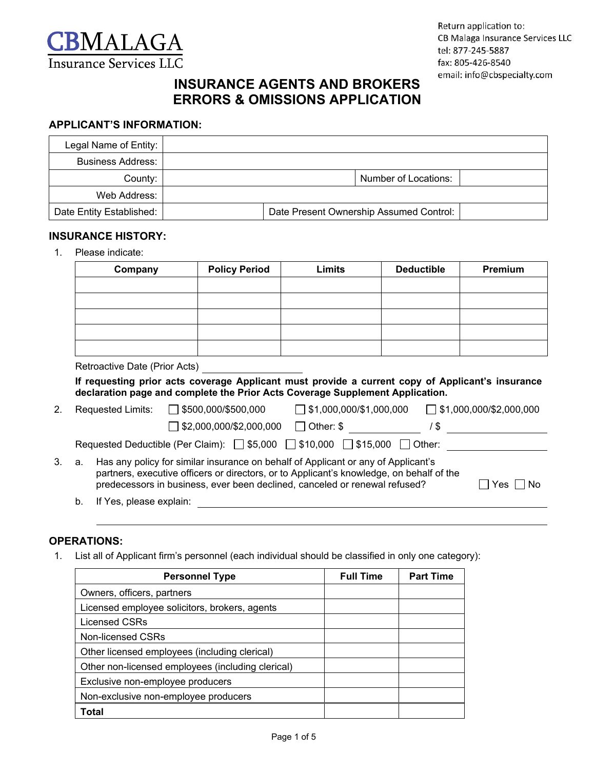# CBMALAGA
Insurance Services LLC

Return application to:
CB Malaga Insurance Services LLC
tel: 877-245-5887
fax: 805-426-8540
email: info@cbspecialty.com

## INSURANCE AGENTS AND BROKERS ERRORS & OMISSIONS APPLICATION

### APPLICANT'S INFORMATION:

| | | | |
|---|---|---|---|
| Legal Name of Entity: | | | |
| Business Address: | | | |
| County: | | Number of Locations: | |
| Web Address: | | | |
| Date Entity Established: | | Date Present Ownership Assumed Control: | |

### INSURANCE HISTORY:

1. Please indicate:

| Company | Policy Period | Limits | Deductible | Premium |
|---|---|---|---|---|
| | | | | |
| | | | | |
| | | | | |
| | | | | |
| | | | | |

Retroactive Date (Prior Acts) ____________________

**If requesting prior acts coverage Applicant must provide a current copy of Applicant's insurance declaration page and complete the Prior Acts Coverage Supplement Application.**

2. Requested Limits: ☐ $500,000/$500,000 ☐ $1,000,000/$1,000,000 ☐ $1,000,000/$2,000,000 ☐ $2,000,000/$2,000,000 ☐ Other: $ ____________ / $ ____________

   Requested Deductible (Per Claim): ☐ $5,000 ☐ $10,000 ☐ $15,000 ☐ Other: ____________

3. a. Has any policy for similar insurance on behalf of Applicant or any of Applicant's partners, executive officers or directors, or to Applicant's knowledge, on behalf of the predecessors in business, ever been declined, canceled or renewal refused? ☐ Yes ☐ No

   b. If Yes, please explain: ______________________________________________

   ______________________________________________

### OPERATIONS:

1. List all of Applicant firm's personnel (each individual should be classified in only one category):

| Personnel Type | Full Time | Part Time |
|---|---|---|
| Owners, officers, partners | | |
| Licensed employee solicitors, brokers, agents | | |
| Licensed CSRs | | |
| Non-licensed CSRs | | |
| Other licensed employees (including clerical) | | |
| Other non-licensed employees (including clerical) | | |
| Exclusive non-employee producers | | |
| Non-exclusive non-employee producers | | |
| **Total** | | |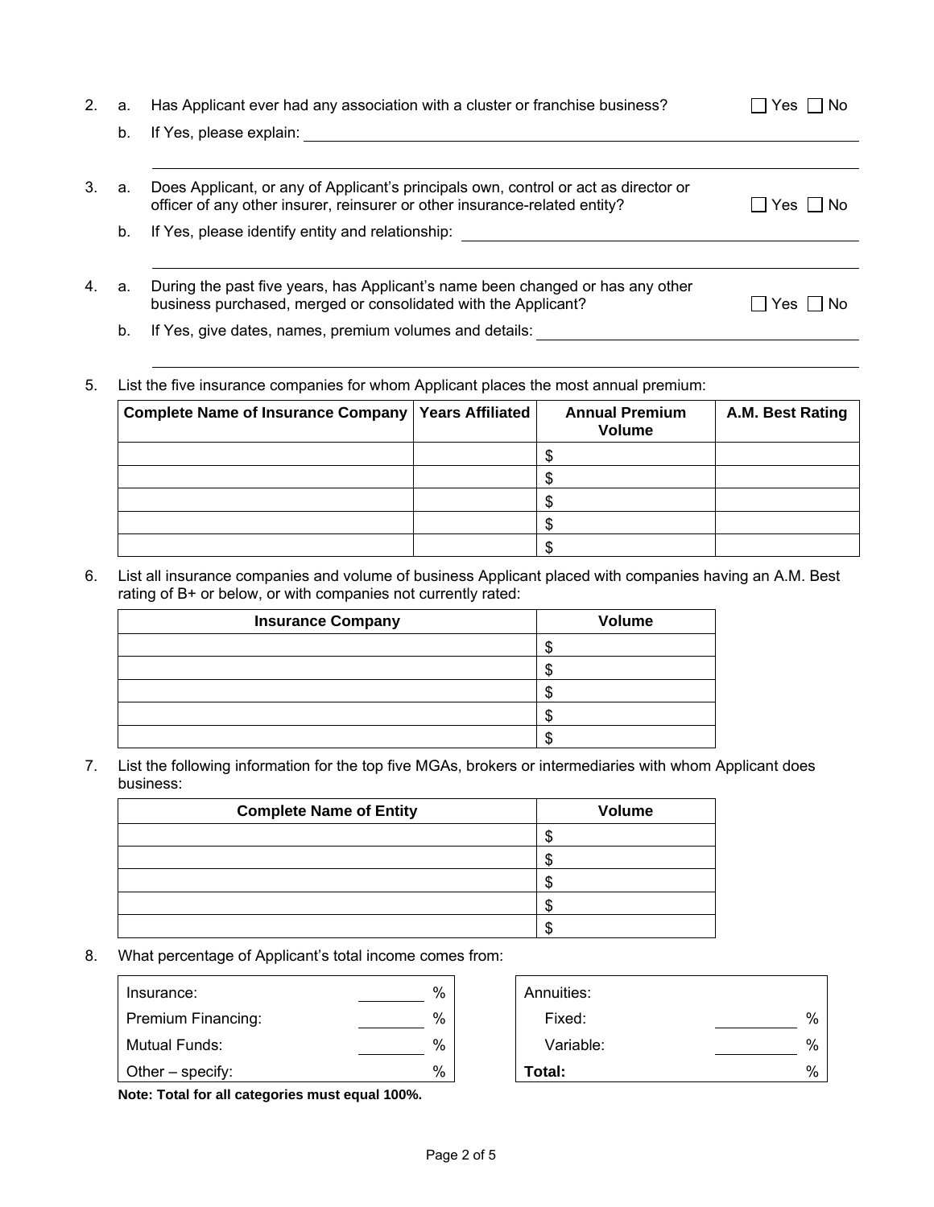2. a. Has Applicant ever had any association with a cluster or franchise business? ☐ Yes ☐ No

   b. If Yes, please explain: ______________________________________________

3. a. Does Applicant, or any of Applicant's principals own, control or act as director or officer of any other insurer, reinsurer or other insurance-related entity? ☐ Yes ☐ No

   b. If Yes, please identify entity and relationship: ______________________________________________

4. a. During the past five years, has Applicant's name been changed or has any other business purchased, merged or consolidated with the Applicant? ☐ Yes ☐ No

   b. If Yes, give dates, names, premium volumes and details: ______________________________________________

5. List the five insurance companies for whom Applicant places the most annual premium:

| Complete Name of Insurance Company | Years Affiliated | Annual Premium Volume | A.M. Best Rating |
|---|---|---|---|
| | | $ | |
| | | $ | |
| | | $ | |
| | | $ | |
| | | $ | |

6. List all insurance companies and volume of business Applicant placed with companies having an A.M. Best rating of B+ or below, or with companies not currently rated:

| Insurance Company | Volume |
|---|---|
| | $ |
| | $ |
| | $ |
| | $ |
| | $ |

7. List the following information for the top five MGAs, brokers or intermediaries with whom Applicant does business:

| Complete Name of Entity | Volume |
|---|---|
| | $ |
| | $ |
| | $ |
| | $ |
| | $ |

8. What percentage of Applicant's total income comes from:

| | |
|---|---|
| Insurance: | ______ % |
| Premium Financing: | ______ % |
| Mutual Funds: | ______ % |
| Other – specify: | % |

| Annuities: | |
|---|---|
| Fixed: | ______ % |
| Variable: | ______ % |
| **Total:** | % |

**Note: Total for all categories must equal 100%.**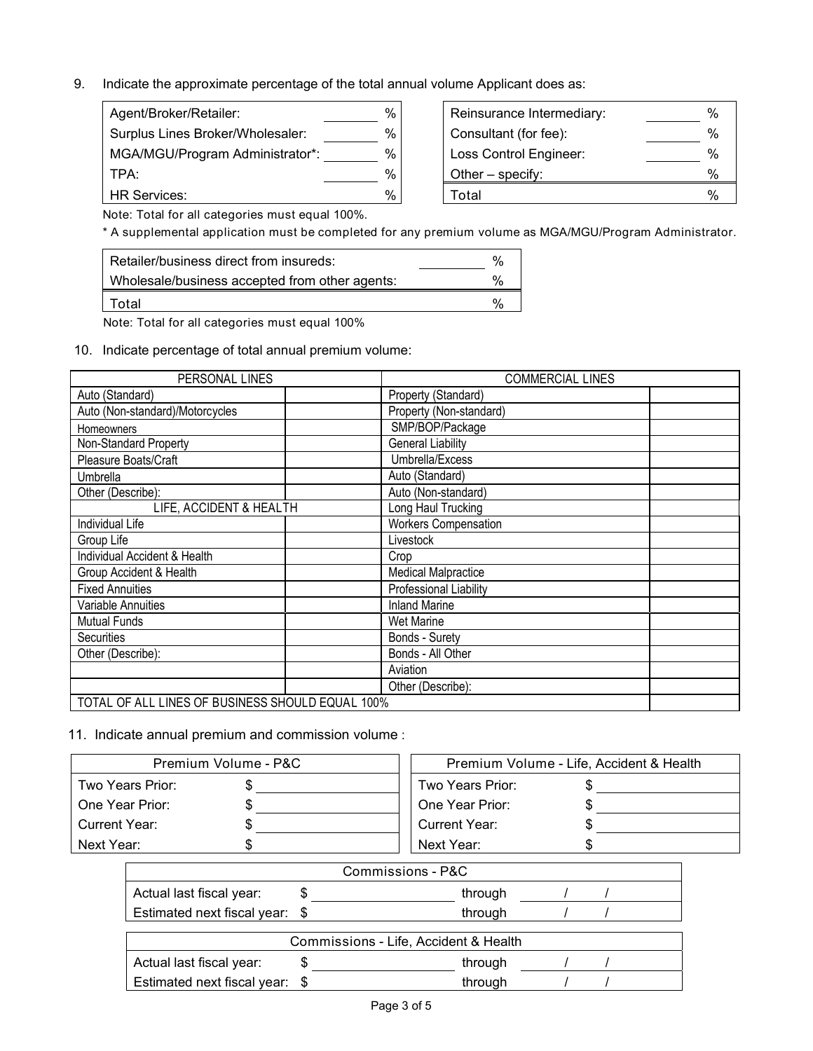9. Indicate the approximate percentage of the total annual volume Applicant does as:

| | |
|---|---|
| Agent/Broker/Retailer: | ________ % |
| Surplus Lines Broker/Wholesaler: | ________ % |
| MGA/MGU/Program Administrator*: | ________ % |
| TPA: | ________ % |
| HR Services: | % |
| Reinsurance Intermediary: | ________ % |
| Consultant (for fee): | ________ % |
| Loss Control Engineer: | ________ % |
| Other – specify: | % |
| Total | % |

Note: Total for all categories must equal 100%.

* A supplemental application must be completed for any premium volume as MGA/MGU/Program Administrator.

| | |
|---|---|
| Retailer/business direct from insureds: | ________ % |
| Wholesale/business accepted from other agents: | % |
| Total | % |

Note: Total for all categories must equal 100%

10. Indicate percentage of total annual premium volume:

| PERSONAL LINES | | COMMERCIAL LINES | |
|---|---|---|---|
| Auto (Standard) | | Property (Standard) | |
| Auto (Non-standard)/Motorcycles | | Property (Non-standard) | |
| Homeowners | | SMP/BOP/Package | |
| Non-Standard Property | | General Liability | |
| Pleasure Boats/Craft | | Umbrella/Excess | |
| Umbrella | | Auto (Standard) | |
| Other (Describe): | | Auto (Non-standard) | |
| LIFE, ACCIDENT & HEALTH | | Long Haul Trucking | |
| Individual Life | | Workers Compensation | |
| Group Life | | Livestock | |
| Individual Accident & Health | | Crop | |
| Group Accident & Health | | Medical Malpractice | |
| Fixed Annuities | | Professional Liability | |
| Variable Annuities | | Inland Marine | |
| Mutual Funds | | Wet Marine | |
| Securities | | Bonds - Surety | |
| Other (Describe): | | Bonds - All Other | |
| | | Aviation | |
| | | Other (Describe): | |
| TOTAL OF ALL LINES OF BUSINESS SHOULD EQUAL 100% | | | |

11. Indicate annual premium and commission volume :

| Premium Volume - P&C | |
|---|---|
| Two Years Prior: | $ ________ |
| One Year Prior: | $ ________ |
| Current Year: | $ ________ |
| Next Year: | $ |

| Premium Volume - Life, Accident & Health | |
|---|---|
| Two Years Prior: | $ ________ |
| One Year Prior: | $ ________ |
| Current Year: | $ ________ |
| Next Year: | $ |

| Commissions - P&C | | | |
|---|---|---|---|
| Actual last fiscal year: | $ ________ | through | ____ / ____ / ____ |
| Estimated next fiscal year: | $ | through | / / |

| Commissions - Life, Accident & Health | | | |
|---|---|---|---|
| Actual last fiscal year: | $ ________ | through | ____ / ____ / ____ |
| Estimated next fiscal year: | $ | through | / / |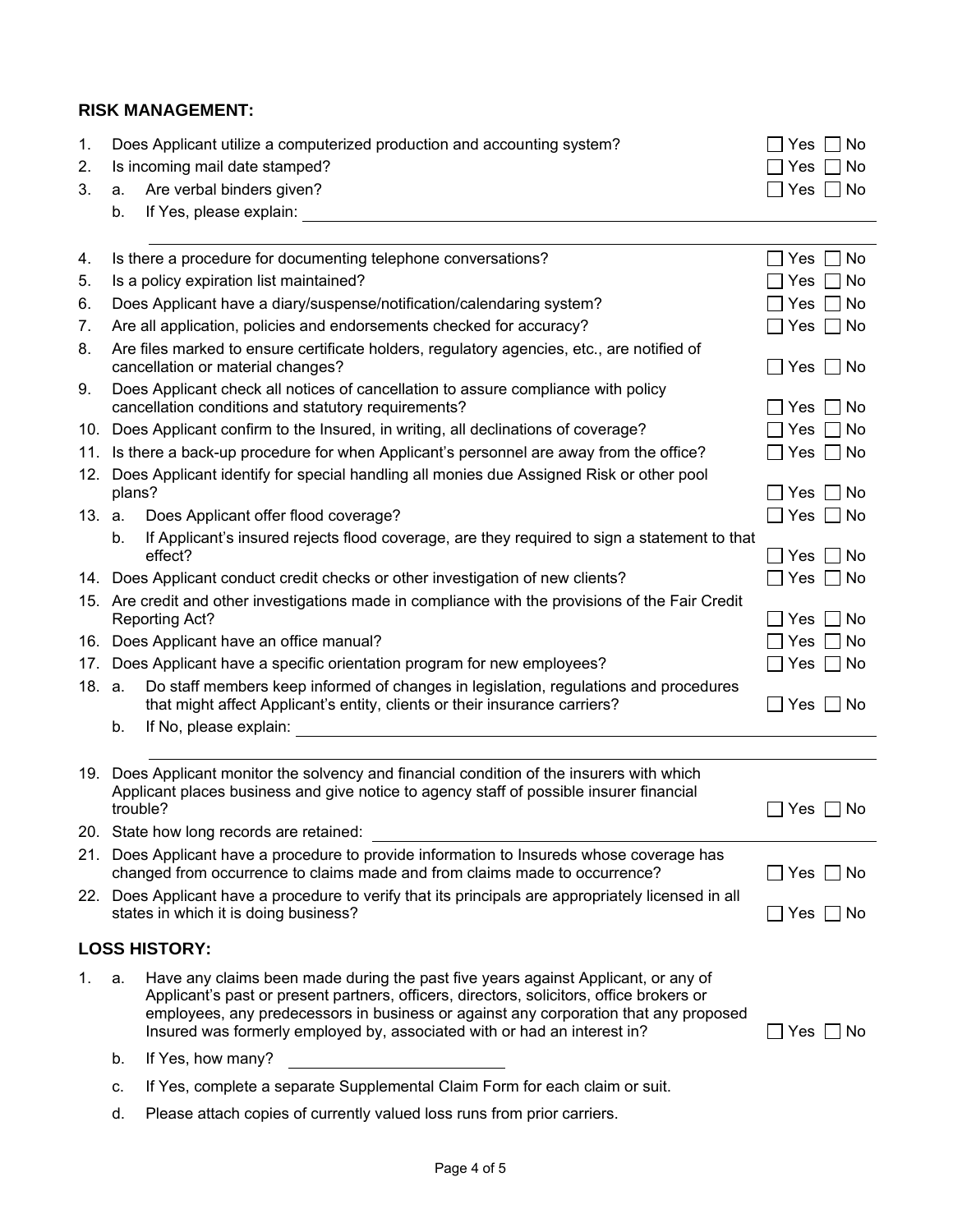**RISK MANAGEMENT:**

1. Does Applicant utilize a computerized production and accounting system? ☐ Yes ☐ No
2. Is incoming mail date stamped? ☐ Yes ☐ No
3. a. Are verbal binders given? ☐ Yes ☐ No
   b. If Yes, please explain: ____________________________________________
4. Is there a procedure for documenting telephone conversations? ☐ Yes ☐ No
5. Is a policy expiration list maintained? ☐ Yes ☐ No
6. Does Applicant have a diary/suspense/notification/calendaring system? ☐ Yes ☐ No
7. Are all application, policies and endorsements checked for accuracy? ☐ Yes ☐ No
8. Are files marked to ensure certificate holders, regulatory agencies, etc., are notified of cancellation or material changes? ☐ Yes ☐ No
9. Does Applicant check all notices of cancellation to assure compliance with policy cancellation conditions and statutory requirements? ☐ Yes ☐ No
10. Does Applicant confirm to the Insured, in writing, all declinations of coverage? ☐ Yes ☐ No
11. Is there a back-up procedure for when Applicant's personnel are away from the office? ☐ Yes ☐ No
12. Does Applicant identify for special handling all monies due Assigned Risk or other pool plans? ☐ Yes ☐ No
13. a. Does Applicant offer flood coverage? ☐ Yes ☐ No
    b. If Applicant's insured rejects flood coverage, are they required to sign a statement to that effect? ☐ Yes ☐ No
14. Does Applicant conduct credit checks or other investigation of new clients? ☐ Yes ☐ No
15. Are credit and other investigations made in compliance with the provisions of the Fair Credit Reporting Act? ☐ Yes ☐ No
16. Does Applicant have an office manual? ☐ Yes ☐ No
17. Does Applicant have a specific orientation program for new employees? ☐ Yes ☐ No
18. a. Do staff members keep informed of changes in legislation, regulations and procedures that might affect Applicant's entity, clients or their insurance carriers? ☐ Yes ☐ No
    b. If No, please explain: ____________________________________________
19. Does Applicant monitor the solvency and financial condition of the insurers with which Applicant places business and give notice to agency staff of possible insurer financial trouble? ☐ Yes ☐ No
20. State how long records are retained: ____________________________________________
21. Does Applicant have a procedure to provide information to Insureds whose coverage has changed from occurrence to claims made and from claims made to occurrence? ☐ Yes ☐ No
22. Does Applicant have a procedure to verify that its principals are appropriately licensed in all states in which it is doing business? ☐ Yes ☐ No

**LOSS HISTORY:**

1. a. Have any claims been made during the past five years against Applicant, or any of Applicant's past or present partners, officers, directors, solicitors, office brokers or employees, any predecessors in business or against any corporation that any proposed Insured was formerly employed by, associated with or had an interest in? ☐ Yes ☐ No
   b. If Yes, how many? ____________________
   c. If Yes, complete a separate Supplemental Claim Form for each claim or suit.
   d. Please attach copies of currently valued loss runs from prior carriers.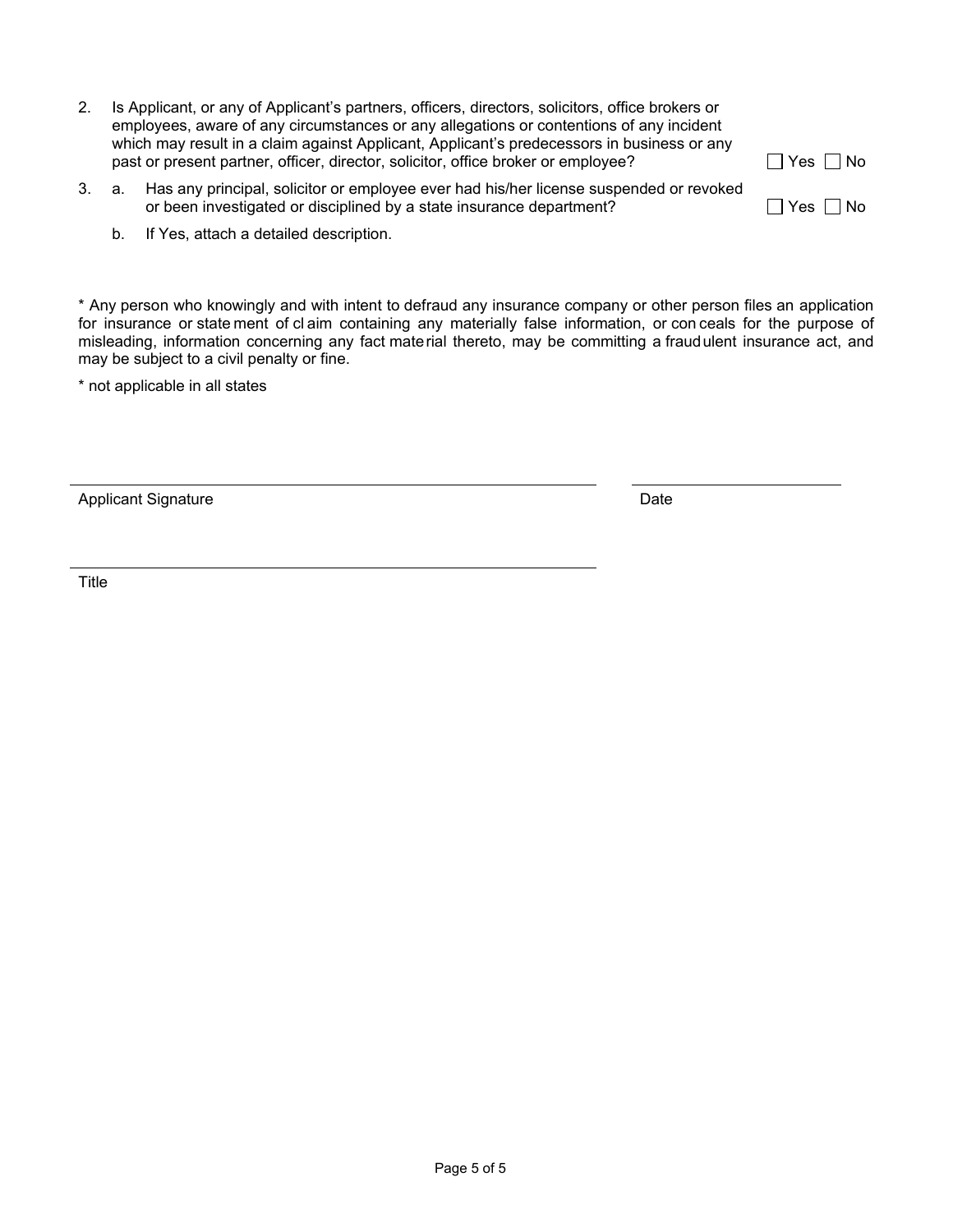2. Is Applicant, or any of Applicant's partners, officers, directors, solicitors, office brokers or employees, aware of any circumstances or any allegations or contentions of any incident which may result in a claim against Applicant, Applicant's predecessors in business or any past or present partner, officer, director, solicitor, office broker or employee? ☐ Yes ☐ No

3. a. Has any principal, solicitor or employee ever had his/her license suspended or revoked or been investigated or disciplined by a state insurance department? ☐ Yes ☐ No

   b. If Yes, attach a detailed description.

* Any person who knowingly and with intent to defraud any insurance company or other person files an application for insurance or statement of claim containing any materially false information, or conceals for the purpose of misleading, information concerning any fact material thereto, may be committing a fraudulent insurance act, and may be subject to a civil penalty or fine.

* not applicable in all states

\_\_\_\_\_\_\_\_\_\_\_\_\_\_\_\_\_\_\_\_\_\_\_\_\_\_\_\_\_\_\_\_\_\_\_\_\_\_\_\_ \_\_\_\_\_\_\_\_\_\_\_\_\_\_\_\_\_\_\_\_

Applicant Signature Date

\_\_\_\_\_\_\_\_\_\_\_\_\_\_\_\_\_\_\_\_\_\_\_\_\_\_\_\_\_\_\_\_\_\_\_\_\_\_\_\_

Title